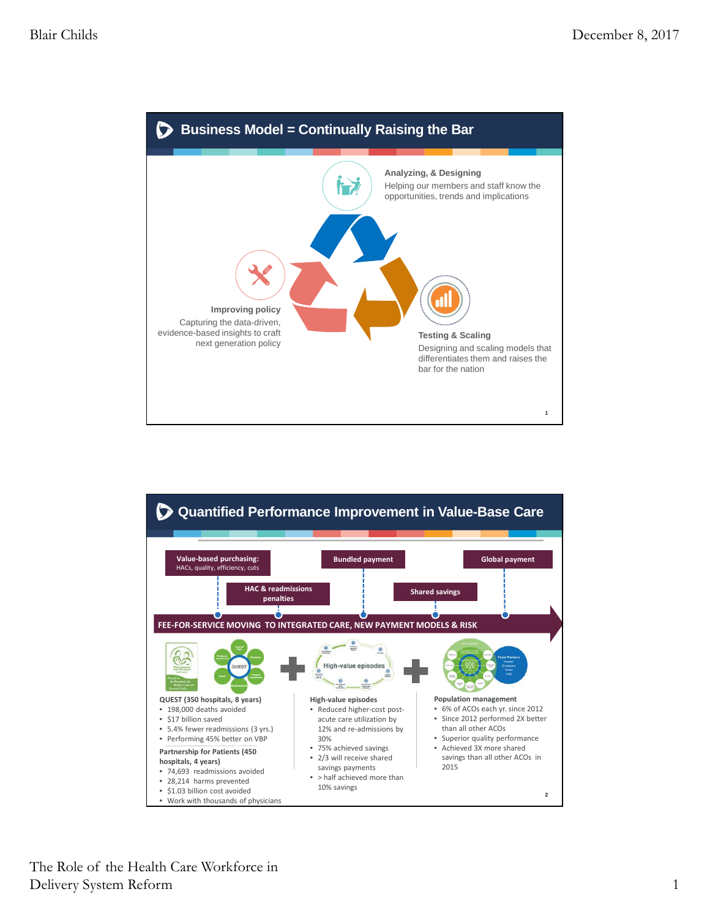## Business Model = Continually Raising the Bar

**Analyzing, & Designing**
Helping our members and staff know the opportunities, trends and implications

**Testing & Scaling**
Designing and scaling models that differentiates them and raises the bar for the nation

**Improving policy**
Capturing the data-driven, evidence-based insights to craft next generation policy

## Quantified Performance Improvement in Value-Base Care

**Value-based purchasing:** HACs, quality, efficiency, cuts

**HAC & readmissions penalties**

**Bundled payment**

**Shared savings**

**Global payment**

**FEE-FOR-SERVICE MOVING TO INTEGRATED CARE, NEW PAYMENT MODELS & RISK**

**QUEST (350 hospitals, 8 years)**
- 198,000 deaths avoided
- $17 billion saved
- 5.4% fewer readmissions (3 yrs.)
- Performing 45% better on VBP

**Partnership for Patients (450 hospitals, 4 years)**
- 74,693 readmissions avoided
- 28,214 harms prevented
- $1.03 billion cost avoided
- Work with thousands of physicians

**High-value episodes**
- Reduced higher-cost post-acute care utilization by 12% and re-admissions by 30%
- 75% achieved savings
- 2/3 will receive shared savings payments
- > half achieved more than 10% savings

**Population management**
- 6% of ACOs each yr. since 2012
- Since 2012 performed 2X better than all other ACOs
- Superior quality performance
- Achieved 3X more shared savings than all other ACOs in 2015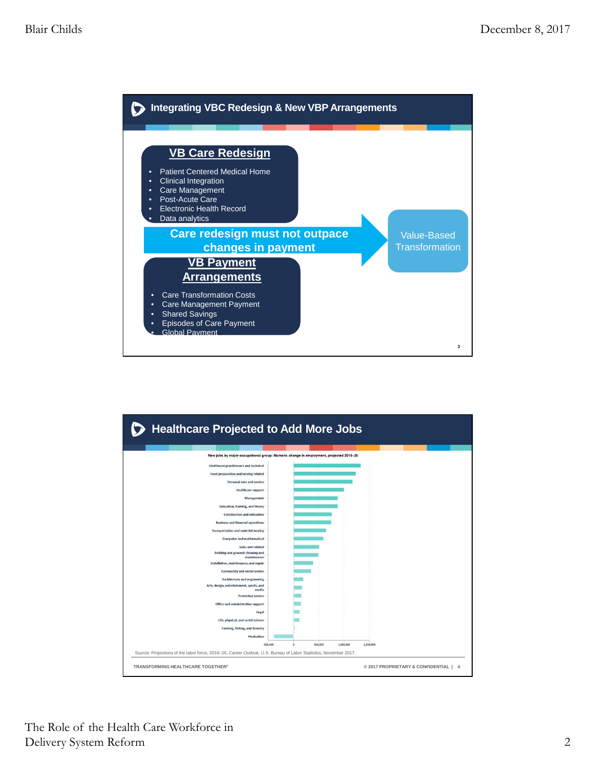## Integrating VBC Redesign & New VBP Arrangements

### VB Care Redesign

- Patient Centered Medical Home
- Clinical Integration
- Care Management
- Post-Acute Care
- Electronic Health Record
- Data analytics

**Care redesign must not outpace changes in payment**

Value-Based Transformation

### VB Payment Arrangements

- Care Transformation Costs
- Care Management Payment
- Shared Savings
- Episodes of Care Payment
- Global Payment

## Healthcare Projected to Add More Jobs

New jobs by major occupational group: Numeric change in employment, projected 2016–26

- Healthcare practitioners and technical
- Food preparation and serving related
- Personal care and service
- Healthcare support
- Management
- Education, training, and library
- Construction and extraction
- Business and financial operations
- Transportation and material moving
- Computer and mathematical
- Sales and related
- Building and grounds cleaning and maintenance
- Installation, maintenance, and repair
- Community and social service
- Architecture and engineering
- Arts, design, entertainment, sports, and media
- Protective service
- Office and administrative support
- Legal
- Life, physical, and social science
- Farming, fishing, and forestry
- Production

-500,000 | 0 | 500,000 | 1,000,000 | 1,500,000

Source: Projections of the labor force, 2016–26, *Career Outlook*, U.S. Bureau of Labor Statistics, November 2017.

TRANSFORMING HEALTHCARE TOGETHER®

© 2017 PROPRIETARY & CONFIDENTIAL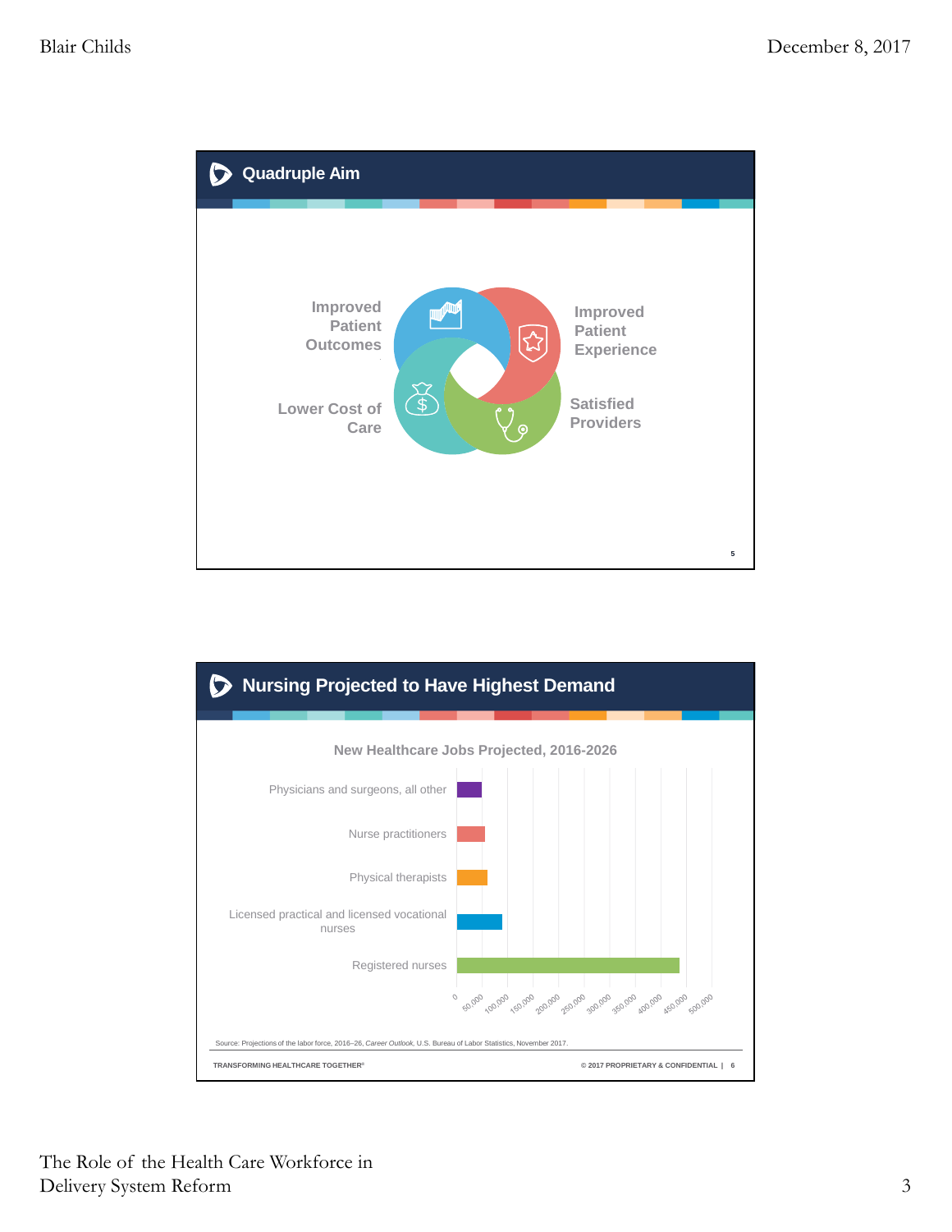## Quadruple Aim

- Improved Patient Outcomes
- Improved Patient Experience
- Lower Cost of Care
- Satisfied Providers

## Nursing Projected to Have Highest Demand

**New Healthcare Jobs Projected, 2016-2026**

- Physicians and surgeons, all other
- Nurse practitioners
- Physical therapists
- Licensed practical and licensed vocational nurses
- Registered nurses

0, 50,000, 100,000, 150,000, 200,000, 250,000, 300,000, 350,000, 400,000, 450,000, 500,000

Source: Projections of the labor force, 2016–26, *Career Outlook*, U.S. Bureau of Labor Statistics, November 2017.

TRANSFORMING HEALTHCARE TOGETHER®

© 2017 PROPRIETARY & CONFIDENTIAL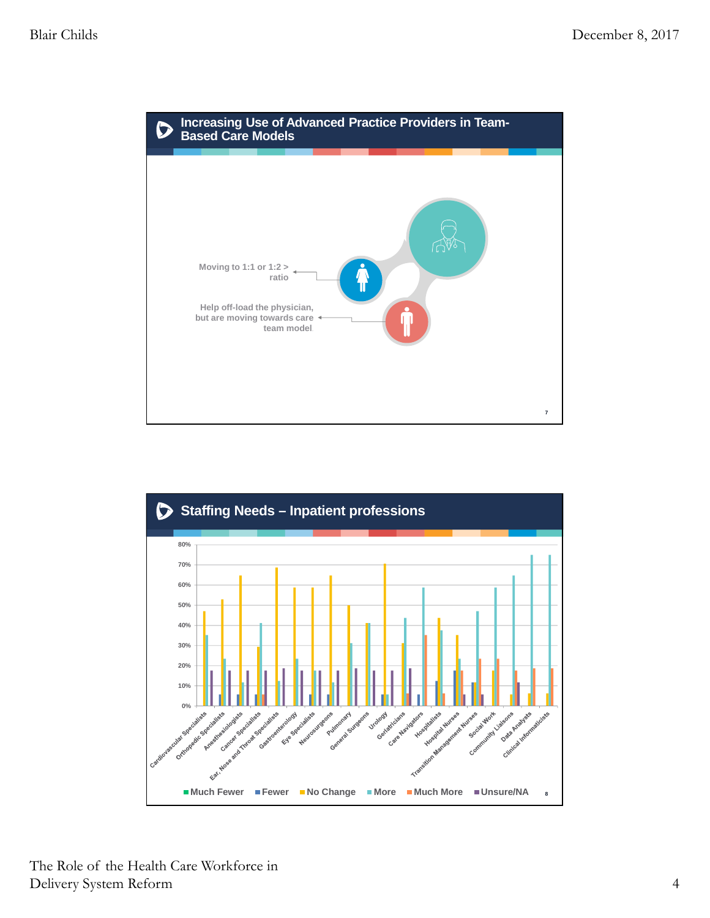## Increasing Use of Advanced Practice Providers in Team-Based Care Models

Moving to 1:1 or 1:2 > ratio

Help off-load the physician, but are moving towards care team model

## Staffing Needs – Inpatient professions

80%
70%
60%
50%
40%
30%
20%
10%
0%

Cardiovascular Specialists, Orthopedic Specialists, Anesthesiologists, Cancer Specialists, Ear, Nose and Throat Specialists, Gastroenterology, Eye Specialists, Neurosurgeons, Pulmonary, General Surgeons, Urology, Geriatricians, Care Navigators, Hospitalists, Hospital Nurses, Transition Management Nurses, Social Work, Community Liaisons, Data Analysts, Clinical Informaticists

Much Fewer | Fewer | No Change | More | Much More | Unsure/NA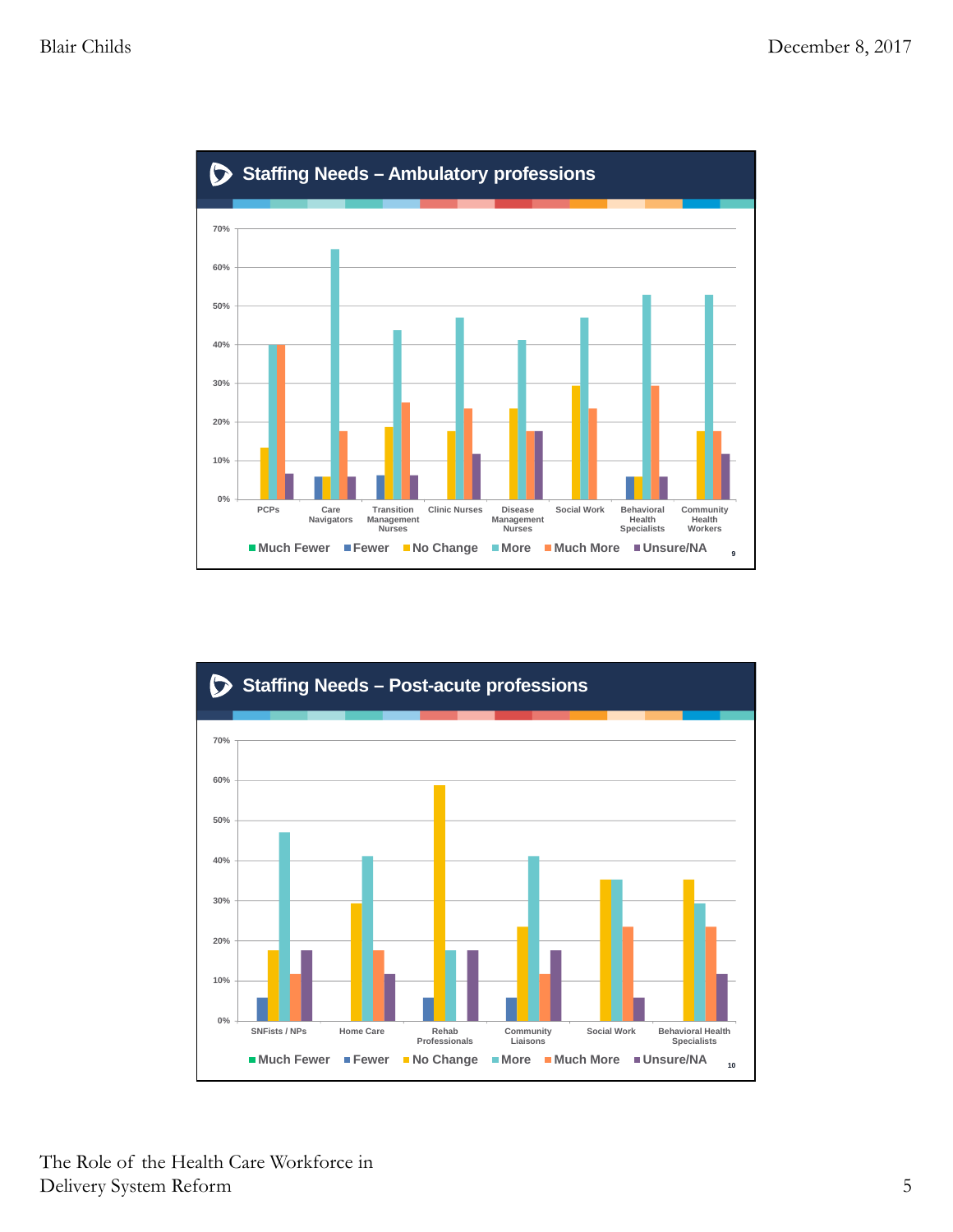## Staffing Needs – Ambulatory professions

70%
60%
50%
40%
30%
20%
10%
0%

PCPs
Care Navigators
Transition Management Nurses
Clinic Nurses
Disease Management Nurses
Social Work
Behavioral Health Specialists
Community Health Workers

Much Fewer
Fewer
No Change
More
Much More
Unsure/NA

9

## Staffing Needs – Post-acute professions

70%
60%
50%
40%
30%
20%
10%
0%

SNFists / NPs
Home Care
Rehab Professionals
Community Liaisons
Social Work
Behavioral Health Specialists

Much Fewer
Fewer
No Change
More
Much More
Unsure/NA

10